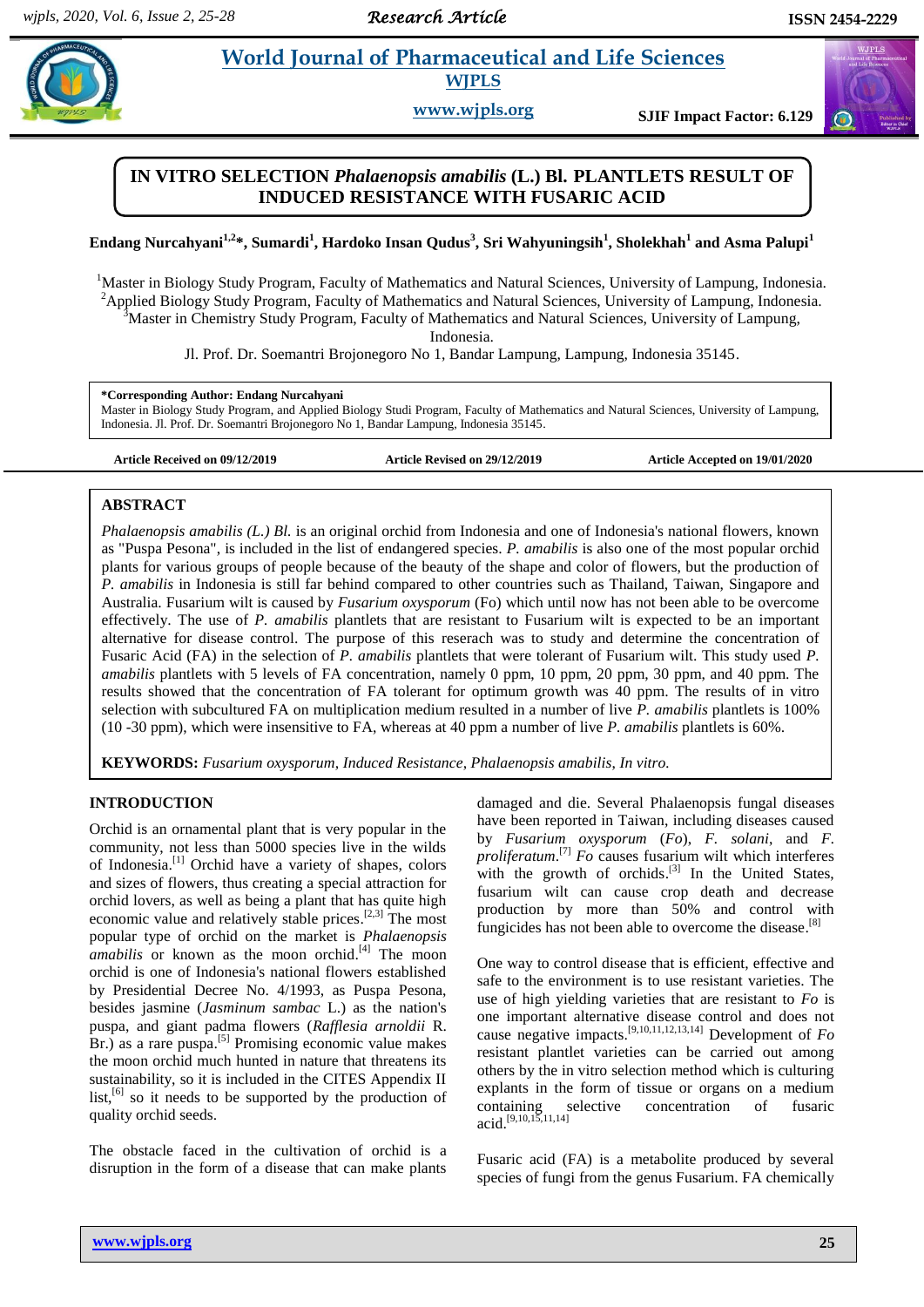# IN VITRO SELECTION *Phalaenopsis amabilis* (L.) Bl. PLANTLETS RESULT OF INDUCED RESISTANCE WITH FUSARIC ACID

**Endang Nurcahyani[1,2]\*, Sumardi[1], Hardoko Insan Qudus[3], Sri Wahyuningsih[1], Sholekhah[1] and Asma Palupi[1]**

[1]Master in Biology Study Program, Faculty of Mathematics and Natural Sciences, University of Lampung, Indonesia.
[2]Applied Biology Study Program, Faculty of Mathematics and Natural Sciences, University of Lampung, Indonesia.
[3]Master in Chemistry Study Program, Faculty of Mathematics and Natural Sciences, University of Lampung, Indonesia.
Jl. Prof. Dr. Soemantri Brojonegoro No 1, Bandar Lampung, Lampung, Indonesia 35145.

**\*Corresponding Author: Endang Nurcahyani**
Master in Biology Study Program, and Applied Biology Studi Program, Faculty of Mathematics and Natural Sciences, University of Lampung, Indonesia. Jl. Prof. Dr. Soemantri Brojonegoro No 1, Bandar Lampung, Indonesia 35145.

**Article Received on 09/12/2019** **Article Revised on 29/12/2019** **Article Accepted on 19/01/2020**

## ABSTRACT

*Phalaenopsis amabilis (L.) Bl.* is an original orchid from Indonesia and one of Indonesia's national flowers, known as "Puspa Pesona", is included in the list of endangered species. *P. amabilis* is also one of the most popular orchid plants for various groups of people because of the beauty of the shape and color of flowers, but the production of *P. amabilis* in Indonesia is still far behind compared to other countries such as Thailand, Taiwan, Singapore and Australia. Fusarium wilt is caused by *Fusarium oxysporum* (Fo) which until now has not been able to be overcome effectively. The use of *P. amabilis* plantlets that are resistant to Fusarium wilt is expected to be an important alternative for disease control. The purpose of this reserach was to study and determine the concentration of Fusaric Acid (FA) in the selection of *P. amabilis* plantlets that were tolerant of Fusarium wilt. This study used *P. amabilis* plantlets with 5 levels of FA concentration, namely 0 ppm, 10 ppm, 20 ppm, 30 ppm, and 40 ppm. The results showed that the concentration of FA tolerant for optimum growth was 40 ppm. The results of in vitro selection with subcultured FA on multiplication medium resulted in a number of live *P. amabilis* plantlets is 100% (10 -30 ppm), which were insensitive to FA, whereas at 40 ppm a number of live *P. amabilis* plantlets is 60%.

**KEYWORDS:** *Fusarium oxysporum, Induced Resistance, Phalaenopsis amabilis, In vitro.*

## INTRODUCTION

Orchid is an ornamental plant that is very popular in the community, not less than 5000 species live in the wilds of Indonesia.[1] Orchid have a variety of shapes, colors and sizes of flowers, thus creating a special attraction for orchid lovers, as well as being a plant that has quite high economic value and relatively stable prices.[2,3] The most popular type of orchid on the market is *Phalaenopsis amabilis* or known as the moon orchid.[4] The moon orchid is one of Indonesia's national flowers established by Presidential Decree No. 4/1993, as Puspa Pesona, besides jasmine (*Jasminum sambac* L.) as the nation's puspa, and giant padma flowers (*Rafflesia arnoldii* R. Br.) as a rare puspa.[5] Promising economic value makes the moon orchid much hunted in nature that threatens its sustainability, so it is included in the CITES Appendix II list,[6] so it needs to be supported by the production of quality orchid seeds.

The obstacle faced in the cultivation of orchid is a disruption in the form of a disease that can make plants damaged and die. Several Phalaenopsis fungal diseases have been reported in Taiwan, including diseases caused by *Fusarium oxysporum* (*Fo*), *F. solani*, and *F. proliferatum*.[7] *Fo* causes fusarium wilt which interferes with the growth of orchids.[3] In the United States, fusarium wilt can cause crop death and decrease production by more than 50% and control with fungicides has not been able to overcome the disease.[8]

One way to control disease that is efficient, effective and safe to the environment is to use resistant varieties. The use of high yielding varieties that are resistant to *Fo* is one important alternative disease control and does not cause negative impacts.[9,10,11,12,13,14] Development of *Fo* resistant plantlet varieties can be carried out among others by the in vitro selection method which is culturing explants in the form of tissue or organs on a medium containing selective concentration of fusaric acid.[9,10,15,11,14]

Fusaric acid (FA) is a metabolite produced by several species of fungi from the genus Fusarium. FA chemically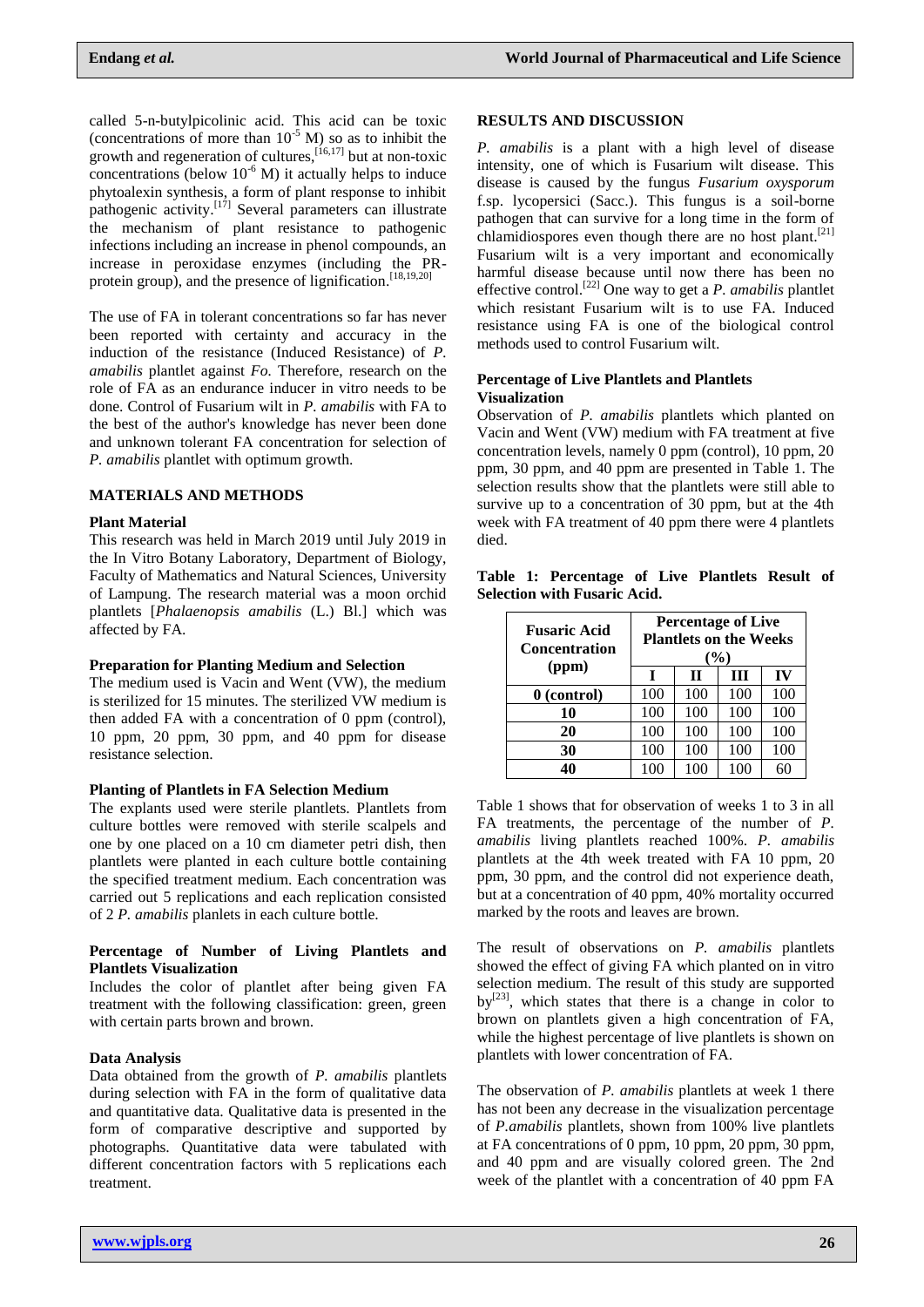called 5-n-butylpicolinic acid. This acid can be toxic (concentrations of more than $10^{-5}$ M) so as to inhibit the growth and regeneration of cultures,[16,17] but at non-toxic concentrations (below $10^{-6}$ M) it actually helps to induce phytoalexin synthesis, a form of plant response to inhibit pathogenic activity.[17] Several parameters can illustrate the mechanism of plant resistance to pathogenic infections including an increase in phenol compounds, an increase in peroxidase enzymes (including the PR-protein group), and the presence of lignification.[18,19,20]

The use of FA in tolerant concentrations so far has never been reported with certainty and accuracy in the induction of the resistance (Induced Resistance) of *P. amabilis* plantlet against *Fo.* Therefore, research on the role of FA as an endurance inducer in vitro needs to be done. Control of Fusarium wilt in *P. amabilis* with FA to the best of the author's knowledge has never been done and unknown tolerant FA concentration for selection of *P. amabilis* plantlet with optimum growth.

## MATERIALS AND METHODS

### Plant Material

This research was held in March 2019 until July 2019 in the In Vitro Botany Laboratory, Department of Biology, Faculty of Mathematics and Natural Sciences, University of Lampung. The research material was a moon orchid plantlets [*Phalaenopsis amabilis* (L.) Bl.] which was affected by FA.

### Preparation for Planting Medium and Selection

The medium used is Vacin and Went (VW), the medium is sterilized for 15 minutes. The sterilized VW medium is then added FA with a concentration of 0 ppm (control), 10 ppm, 20 ppm, 30 ppm, and 40 ppm for disease resistance selection.

### Planting of Plantlets in FA Selection Medium

The explants used were sterile plantlets. Plantlets from culture bottles were removed with sterile scalpels and one by one placed on a 10 cm diameter petri dish, then plantlets were planted in each culture bottle containing the specified treatment medium. Each concentration was carried out 5 replications and each replication consisted of 2 *P. amabilis* planlets in each culture bottle.

### Percentage of Number of Living Plantlets and Plantlets Visualization

Includes the color of plantlet after being given FA treatment with the following classification: green, green with certain parts brown and brown.

### Data Analysis

Data obtained from the growth of *P. amabilis* plantlets during selection with FA in the form of qualitative data and quantitative data. Qualitative data is presented in the form of comparative descriptive and supported by photographs. Quantitative data were tabulated with different concentration factors with 5 replications each treatment.

## RESULTS AND DISCUSSION

*P. amabilis* is a plant with a high level of disease intensity, one of which is Fusarium wilt disease. This disease is caused by the fungus *Fusarium oxysporum* f.sp. lycopersici (Sacc.). This fungus is a soil-borne pathogen that can survive for a long time in the form of chlamidiospores even though there are no host plant.[21] Fusarium wilt is a very important and economically harmful disease because until now there has been no effective control.[22] One way to get a *P. amabilis* plantlet which resistant Fusarium wilt is to use FA. Induced resistance using FA is one of the biological control methods used to control Fusarium wilt.

### Percentage of Live Plantlets and Plantlets Visualization

Observation of *P. amabilis* plantlets which planted on Vacin and Went (VW) medium with FA treatment at five concentration levels, namely 0 ppm (control), 10 ppm, 20 ppm, 30 ppm, and 40 ppm are presented in Table 1. The selection results show that the plantlets were still able to survive up to a concentration of 30 ppm, but at the 4th week with FA treatment of 40 ppm there were 4 plantlets died.

**Table 1: Percentage of Live Plantlets Result of Selection with Fusaric Acid.**

| Fusaric Acid Concentration (ppm) | Percentage of Live Plantlets on the Weeks (%) | | | |
|---|---|---|---|---|
| | I | II | III | IV |
| **0 (control)** | 100 | 100 | 100 | 100 |
| **10** | 100 | 100 | 100 | 100 |
| **20** | 100 | 100 | 100 | 100 |
| **30** | 100 | 100 | 100 | 100 |
| **40** | 100 | 100 | 100 | 60 |

Table 1 shows that for observation of weeks 1 to 3 in all FA treatments, the percentage of the number of *P. amabilis* living plantlets reached 100%. *P. amabilis* plantlets at the 4th week treated with FA 10 ppm, 20 ppm, 30 ppm, and the control did not experience death, but at a concentration of 40 ppm, 40% mortality occurred marked by the roots and leaves are brown.

The result of observations on *P. amabilis* plantlets showed the effect of giving FA which planted on in vitro selection medium. The result of this study are supported by[23], which states that there is a change in color to brown on plantlets given a high concentration of FA, while the highest percentage of live plantlets is shown on plantlets with lower concentration of FA.

The observation of *P. amabilis* plantlets at week 1 there has not been any decrease in the visualization percentage of *P.amabilis* plantlets, shown from 100% live plantlets at FA concentrations of 0 ppm, 10 ppm, 20 ppm, 30 ppm, and 40 ppm and are visually colored green. The 2nd week of the plantlet with a concentration of 40 ppm FA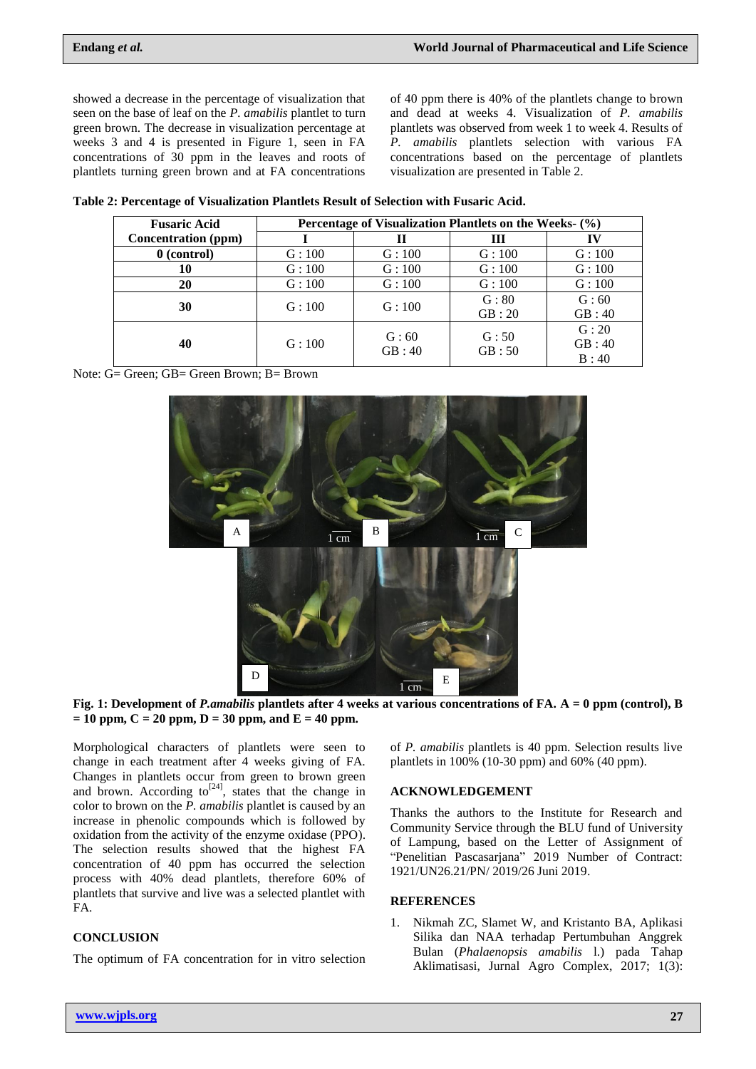showed a decrease in the percentage of visualization that seen on the base of leaf on the *P. amabilis* plantlet to turn green brown. The decrease in visualization percentage at weeks 3 and 4 is presented in Figure 1, seen in FA concentrations of 30 ppm in the leaves and roots of plantlets turning green brown and at FA concentrations of 40 ppm there is 40% of the plantlets change to brown and dead at weeks 4. Visualization of *P. amabilis* plantlets was observed from week 1 to week 4. Results of *P. amabilis* plantlets selection with various FA concentrations based on the percentage of plantlets visualization are presented in Table 2.

**Table 2: Percentage of Visualization Plantlets Result of Selection with Fusaric Acid.**

| Fusaric Acid Concentration (ppm) | Percentage of Visualization Plantlets on the Weeks- (%) | | | |
|---|---|---|---|---|
| | I | II | III | IV |
| 0 (control) | G : 100 | G : 100 | G : 100 | G : 100 |
| 10 | G : 100 | G : 100 | G : 100 | G : 100 |
| 20 | G : 100 | G : 100 | G : 100 | G : 100 |
| 30 | G : 100 | G : 100 | G : 80 GB : 20 | G : 60 GB : 40 |
| 40 | G : 100 | G : 60 GB : 40 | G : 50 GB : 50 | G : 20 GB : 40 B : 40 |

Note: G= Green; GB= Green Brown; B= Brown

A
1 cm
B
1 cm
C
D
1 cm
E

**Fig. 1: Development of *P.amabilis* plantlets after 4 weeks at various concentrations of FA. A = 0 ppm (control), B = 10 ppm, C = 20 ppm, D = 30 ppm, and E = 40 ppm.**

Morphological characters of plantlets were seen to change in each treatment after 4 weeks giving of FA. Changes in plantlets occur from green to brown green and brown. According to[24], states that the change in color to brown on the *P. amabilis* plantlet is caused by an increase in phenolic compounds which is followed by oxidation from the activity of the enzyme oxidase (PPO). The selection results showed that the highest FA concentration of 40 ppm has occurred the selection process with 40% dead plantlets, therefore 60% of plantlets that survive and live was a selected plantlet with FA.

## CONCLUSION

The optimum of FA concentration for in vitro selection of *P. amabilis* plantlets is 40 ppm. Selection results live plantlets in 100% (10-30 ppm) and 60% (40 ppm).

## ACKNOWLEDGEMENT

Thanks the authors to the Institute for Research and Community Service through the BLU fund of University of Lampung, based on the Letter of Assignment of "Penelitian Pascasarjana" 2019 Number of Contract: 1921/UN26.21/PN/ 2019/26 Juni 2019.

## REFERENCES

1. Nikmah ZC, Slamet W, and Kristanto BA, Aplikasi Silika dan NAA terhadap Pertumbuhan Anggrek Bulan (*Phalaenopsis amabilis* l.) pada Tahap Aklimatisasi, Jurnal Agro Complex, 2017; 1(3):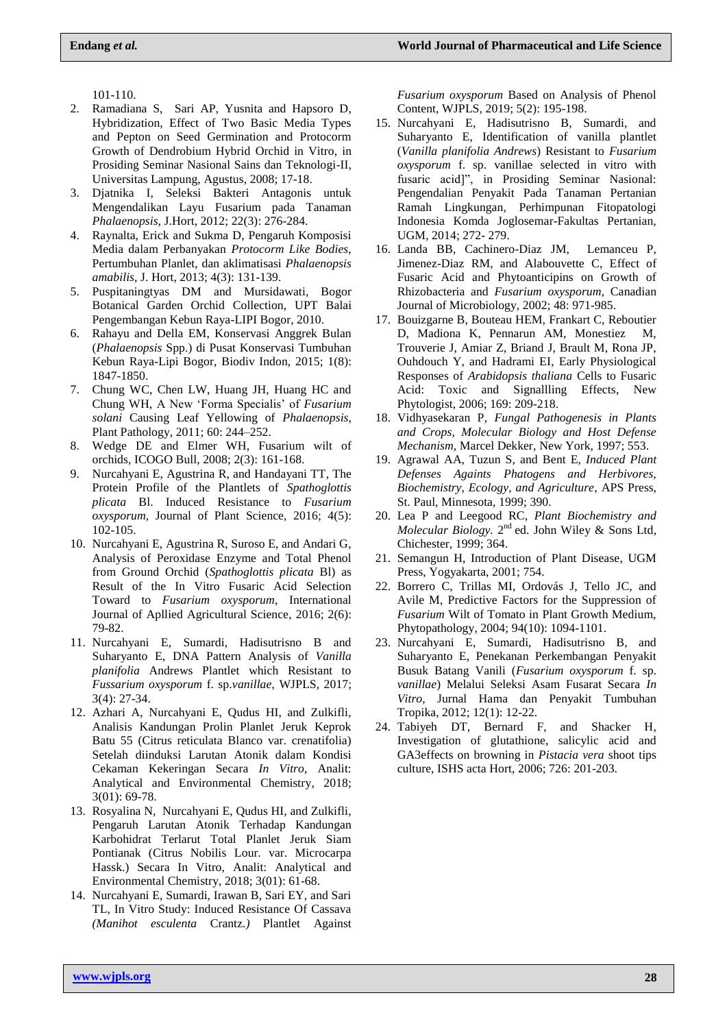101-110.

2. Ramadiana S, Sari AP, Yusnita and Hapsoro D, Hybridization, Effect of Two Basic Media Types and Pepton on Seed Germination and Protocorm Growth of Dendrobium Hybrid Orchid in Vitro, in Prosiding Seminar Nasional Sains dan Teknologi-II, Universitas Lampung, Agustus, 2008; 17-18.
3. Djatnika I, Seleksi Bakteri Antagonis untuk Mengendalikan Layu Fusarium pada Tanaman *Phalaenopsis*, J.Hort, 2012; 22(3): 276-284.
4. Raynalta, Erick and Sukma D, Pengaruh Komposisi Media dalam Perbanyakan *Protocorm Like Bodies*, Pertumbuhan Planlet, dan aklimatisasi *Phalaenopsis amabilis*, J. Hort, 2013; 4(3): 131-139.
5. Puspitaningtyas DM and Mursidawati, Bogor Botanical Garden Orchid Collection, UPT Balai Pengembangan Kebun Raya-LIPI Bogor, 2010.
6. Rahayu and Della EM, Konservasi Anggrek Bulan (*Phalaenopsis* Spp.) di Pusat Konservasi Tumbuhan Kebun Raya-Lipi Bogor, Biodiv Indon, 2015; 1(8): 1847-1850.
7. Chung WC, Chen LW, Huang JH, Huang HC and Chung WH, A New 'Forma Specialis' of *Fusarium solani* Causing Leaf Yellowing of *Phalaenopsis*, Plant Pathology, 2011; 60: 244–252.
8. Wedge DE and Elmer WH, Fusarium wilt of orchids, ICOGO Bull, 2008; 2(3): 161-168.
9. Nurcahyani E, Agustrina R, and Handayani TT, The Protein Profile of the Plantlets of *Spathoglottis plicata* Bl. Induced Resistance to *Fusarium oxysporum*, Journal of Plant Science, 2016; 4(5): 102-105.
10. Nurcahyani E, Agustrina R, Suroso E, and Andari G, Analysis of Peroxidase Enzyme and Total Phenol from Ground Orchid (*Spathoglottis plicata* Bl) as Result of the In Vitro Fusaric Acid Selection Toward to *Fusarium oxysporum*, International Journal of Apllied Agricultural Science, 2016; 2(6): 79-82.
11. Nurcahyani E, Sumardi, Hadisutrisno B and Suharyanto E, DNA Pattern Analysis of *Vanilla planifolia* Andrews Plantlet which Resistant to *Fussarium oxysporum* f. sp.*vanillae*, WJPLS, 2017; 3(4): 27-34.
12. Azhari A, Nurcahyani E, Qudus HI, and Zulkifli, Analisis Kandungan Prolin Planlet Jeruk Keprok Batu 55 (Citrus reticulata Blanco var. crenatifolia) Setelah diinduksi Larutan Atonik dalam Kondisi Cekaman Kekeringan Secara *In Vitro*, Analit: Analytical and Environmental Chemistry, 2018; 3(01): 69-78.
13. Rosyalina N, Nurcahyani E, Qudus HI, and Zulkifli, Pengaruh Larutan Atonik Terhadap Kandungan Karbohidrat Terlarut Total Planlet Jeruk Siam Pontianak (Citrus Nobilis Lour. var. Microcarpa Hassk.) Secara In Vitro, Analit: Analytical and Environmental Chemistry, 2018; 3(01): 61-68.
14. Nurcahyani E, Sumardi, Irawan B, Sari EY, and Sari TL, In Vitro Study: Induced Resistance Of Cassava *(Manihot esculenta* Crantz.*)* Plantlet Against *Fusarium oxysporum* Based on Analysis of Phenol Content, WJPLS, 2019; 5(2): 195-198.
15. Nurcahyani E, Hadisutrisno B, Sumardi, and Suharyanto E, Identification of vanilla plantlet (*Vanilla planifolia Andrews*) Resistant to *Fusarium oxysporum* f. sp. vanillae selected in vitro with fusaric acid]", in Prosiding Seminar Nasional: Pengendalian Penyakit Pada Tanaman Pertanian Ramah Lingkungan, Perhimpunan Fitopatologi Indonesia Komda Joglosemar-Fakultas Pertanian, UGM, 2014; 272- 279.
16. Landa BB, Cachinero-Diaz JM, Lemanceu P, Jimenez-Diaz RM, and Alabouvette C, Effect of Fusaric Acid and Phytoanticipins on Growth of Rhizobacteria and *Fusarium oxysporum*, Canadian Journal of Microbiology, 2002; 48: 971-985.
17. Bouizgarne B, Bouteau HEM, Frankart C, Reboutier D, Madiona K, Pennarun AM, Monestiez M, Trouverie J, Amiar Z, Briand J, Brault M, Rona JP, Ouhdouch Y, and Hadrami EI, Early Physiological Responses of *Arabidopsis thaliana* Cells to Fusaric Acid: Toxic and Signallling Effects, New Phytologist, 2006; 169: 209-218.
18. Vidhyasekaran P, *Fungal Pathogenesis in Plants and Crops, Molecular Biology and Host Defense Mechanism*, Marcel Dekker, New York, 1997; 553.
19. Agrawal AA, Tuzun S, and Bent E, *Induced Plant Defenses Againts Phatogens and Herbivores, Biochemistry, Ecology, and Agriculture*, APS Press, St. Paul, Minnesota, 1999; 390.
20. Lea P and Leegood RC, *Plant Biochemistry and Molecular Biology.* 2nd ed. John Wiley & Sons Ltd, Chichester, 1999; 364.
21. Semangun H, Introduction of Plant Disease, UGM Press, Yogyakarta, 2001; 754.
22. Borrero C, Trillas MI, Ordovás J, Tello JC, and Avile M, Predictive Factors for the Suppression of *Fusarium* Wilt of Tomato in Plant Growth Medium, Phytopathology, 2004; 94(10): 1094-1101.
23. Nurcahyani E, Sumardi, Hadisutrisno B, and Suharyanto E, Penekanan Perkembangan Penyakit Busuk Batang Vanili (*Fusarium oxysporum* f. sp. *vanillae*) Melalui Seleksi Asam Fusarat Secara *In Vitro*, Jurnal Hama dan Penyakit Tumbuhan Tropika, 2012; 12(1): 12-22.
24. Tabiyeh DT, Bernard F, and Shacker H, Investigation of glutathione, salicylic acid and GA3effects on browning in *Pistacia vera* shoot tips culture, ISHS acta Hort, 2006; 726: 201-203.